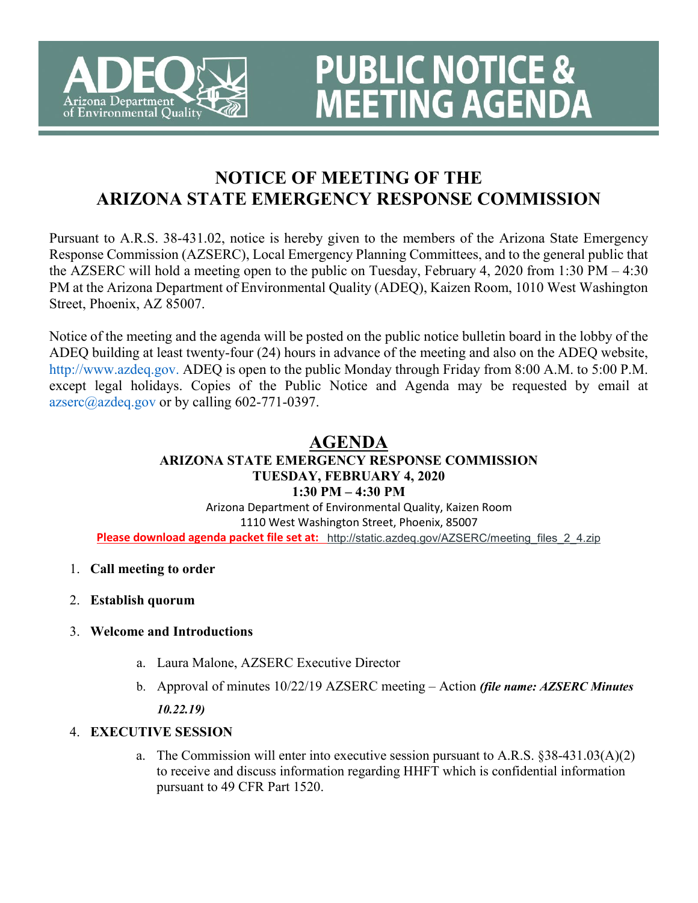**ADEQ** Arizona Department of Environmental Quality

**PUBLIC NOTICE & MEETING AGENDA**

# NOTICE OF MEETING OF THE ARIZONA STATE EMERGENCY RESPONSE COMMISSION

Pursuant to A.R.S. 38-431.02, notice is hereby given to the members of the Arizona State Emergency Response Commission (AZSERC), Local Emergency Planning Committees, and to the general public that the AZSERC will hold a meeting open to the public on Tuesday, February 4, 2020 from 1:30 PM – 4:30 PM at the Arizona Department of Environmental Quality (ADEQ), Kaizen Room, 1010 West Washington Street, Phoenix, AZ 85007.

Notice of the meeting and the agenda will be posted on the public notice bulletin board in the lobby of the ADEQ building at least twenty-four (24) hours in advance of the meeting and also on the ADEQ website, http://www.azdeq.gov. ADEQ is open to the public Monday through Friday from 8:00 A.M. to 5:00 P.M. except legal holidays. Copies of the Public Notice and Agenda may be requested by email at azserc@azdeq.gov or by calling 602-771-0397.

## AGENDA

**ARIZONA STATE EMERGENCY RESPONSE COMMISSION**
**TUESDAY, FEBRUARY 4, 2020**
**1:30 PM – 4:30 PM**

Arizona Department of Environmental Quality, Kaizen Room
1110 West Washington Street, Phoenix, 85007

**Please download agenda packet file set at:** http://static.azdeq.gov/AZSERC/meeting_files_2_4.zip

1. **Call meeting to order**
2. **Establish quorum**
3. **Welcome and Introductions**
    a. Laura Malone, AZSERC Executive Director
    b. Approval of minutes 10/22/19 AZSERC meeting – Action ***(file name: AZSERC Minutes 10.22.19)***
4. **EXECUTIVE SESSION**
    a. The Commission will enter into executive session pursuant to A.R.S. §38-431.03(A)(2) to receive and discuss information regarding HHFT which is confidential information pursuant to 49 CFR Part 1520.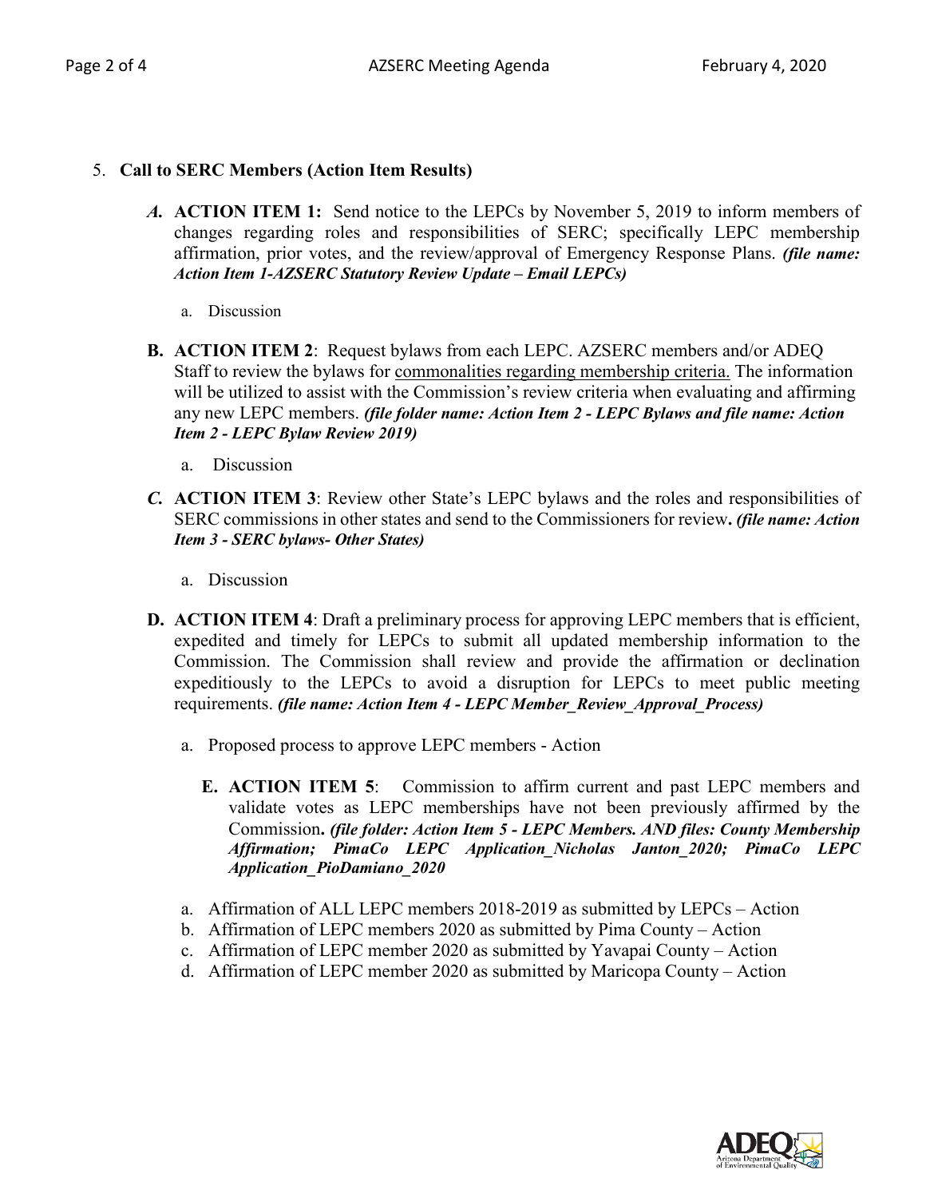5. **Call to SERC Members (Action Item Results)**

   *A.* **ACTION ITEM 1:** Send notice to the LEPCs by November 5, 2019 to inform members of changes regarding roles and responsibilities of SERC; specifically LEPC membership affirmation, prior votes, and the review/approval of Emergency Response Plans. ***(file name: Action Item 1-AZSERC Statutory Review Update – Email LEPCs)***

      a. Discussion

   **B. ACTION ITEM 2**: Request bylaws from each LEPC. AZSERC members and/or ADEQ Staff to review the bylaws for <u>commonalities regarding membership criteria.</u> The information will be utilized to assist with the Commission's review criteria when evaluating and affirming any new LEPC members. ***(file folder name: Action Item 2 - LEPC Bylaws and file name: Action Item 2 - LEPC Bylaw Review 2019)***

      a. Discussion

   *C.* **ACTION ITEM 3**: Review other State's LEPC bylaws and the roles and responsibilities of SERC commissions in other states and send to the Commissioners for review**.** ***(file name: Action Item 3 - SERC bylaws- Other States)***

      a. Discussion

   **D. ACTION ITEM 4**: Draft a preliminary process for approving LEPC members that is efficient, expedited and timely for LEPCs to submit all updated membership information to the Commission. The Commission shall review and provide the affirmation or declination expeditiously to the LEPCs to avoid a disruption for LEPCs to meet public meeting requirements. ***(file name: Action Item 4 - LEPC Member_Review_Approval_Process)***

      a. Proposed process to approve LEPC members - Action

   **E. ACTION ITEM 5**: Commission to affirm current and past LEPC members and validate votes as LEPC memberships have not been previously affirmed by the Commission**.** ***(file folder: Action Item 5 - LEPC Members. AND files: County Membership Affirmation; PimaCo LEPC Application_Nicholas Janton_2020; PimaCo LEPC Application_PioDamiano_2020***

      a. Affirmation of ALL LEPC members 2018-2019 as submitted by LEPCs – Action
      b. Affirmation of LEPC members 2020 as submitted by Pima County – Action
      c. Affirmation of LEPC member 2020 as submitted by Yavapai County – Action
      d. Affirmation of LEPC member 2020 as submitted by Maricopa County – Action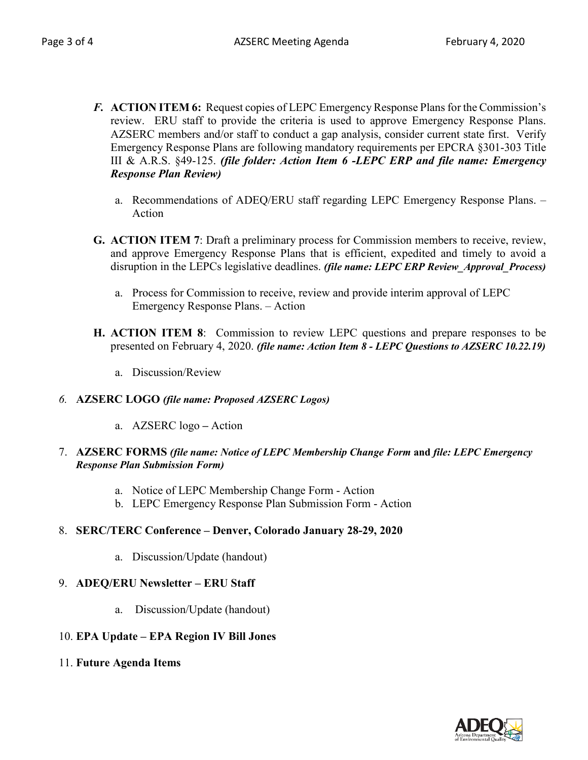*F.* **ACTION ITEM 6:** Request copies of LEPC Emergency Response Plans for the Commission's review. ERU staff to provide the criteria is used to approve Emergency Response Plans. AZSERC members and/or staff to conduct a gap analysis, consider current state first. Verify Emergency Response Plans are following mandatory requirements per EPCRA §301-303 Title III & A.R.S. §49-125. ***(file folder: Action Item 6 -LEPC ERP and file name: Emergency Response Plan Review)***

   a. Recommendations of ADEQ/ERU staff regarding LEPC Emergency Response Plans. – Action

**G. ACTION ITEM 7**: Draft a preliminary process for Commission members to receive, review, and approve Emergency Response Plans that is efficient, expedited and timely to avoid a disruption in the LEPCs legislative deadlines. ***(file name: LEPC ERP Review_Approval_Process)***

   a. Process for Commission to receive, review and provide interim approval of LEPC Emergency Response Plans. – Action

**H. ACTION ITEM 8**: Commission to review LEPC questions and prepare responses to be presented on February 4, 2020. ***(file name: Action Item 8 - LEPC Questions to AZSERC 10.22.19)***

   a. Discussion/Review

*6.* **AZSERC LOGO** ***(file name: Proposed AZSERC Logos)***

   a. AZSERC logo **–** Action

7. **AZSERC FORMS** ***(file name: Notice of LEPC Membership Change Form*** **and** ***file: LEPC Emergency Response Plan Submission Form)***

   a. Notice of LEPC Membership Change Form - Action
   b. LEPC Emergency Response Plan Submission Form - Action

8. **SERC/TERC Conference – Denver, Colorado January 28-29, 2020**

   a. Discussion/Update (handout)

9. **ADEQ/ERU Newsletter – ERU Staff**

   a. Discussion/Update (handout)

10. **EPA Update – EPA Region IV Bill Jones**

11. **Future Agenda Items**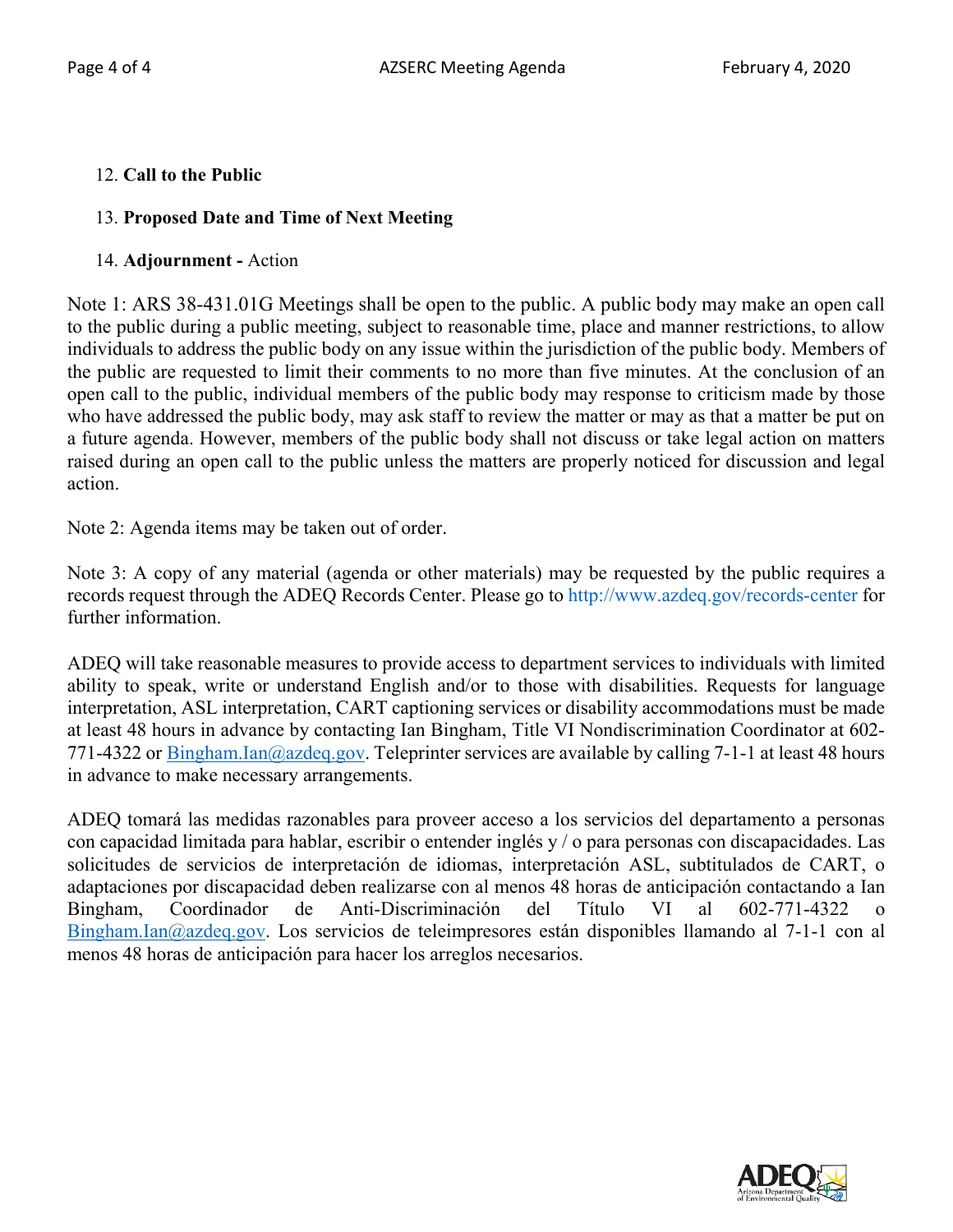12. **Call to the Public**

13. **Proposed Date and Time of Next Meeting**

14. **Adjournment -** Action

Note 1: ARS 38-431.01G Meetings shall be open to the public. A public body may make an open call to the public during a public meeting, subject to reasonable time, place and manner restrictions, to allow individuals to address the public body on any issue within the jurisdiction of the public body. Members of the public are requested to limit their comments to no more than five minutes. At the conclusion of an open call to the public, individual members of the public body may response to criticism made by those who have addressed the public body, may ask staff to review the matter or may as that a matter be put on a future agenda. However, members of the public body shall not discuss or take legal action on matters raised during an open call to the public unless the matters are properly noticed for discussion and legal action.

Note 2: Agenda items may be taken out of order.

Note 3: A copy of any material (agenda or other materials) may be requested by the public requires a records request through the ADEQ Records Center. Please go to http://www.azdeq.gov/records-center for further information.

ADEQ will take reasonable measures to provide access to department services to individuals with limited ability to speak, write or understand English and/or to those with disabilities. Requests for language interpretation, ASL interpretation, CART captioning services or disability accommodations must be made at least 48 hours in advance by contacting Ian Bingham, Title VI Nondiscrimination Coordinator at 602-771-4322 or Bingham.Ian@azdeq.gov. Teleprinter services are available by calling 7-1-1 at least 48 hours in advance to make necessary arrangements.

ADEQ tomará las medidas razonables para proveer acceso a los servicios del departamento a personas con capacidad limitada para hablar, escribir o entender inglés y / o para personas con discapacidades. Las solicitudes de servicios de interpretación de idiomas, interpretación ASL, subtitulados de CART, o adaptaciones por discapacidad deben realizarse con al menos 48 horas de anticipación contactando a Ian Bingham, Coordinador de Anti-Discriminación del Título VI al 602-771-4322 o Bingham.Ian@azdeq.gov. Los servicios de teleimpresores están disponibles llamando al 7-1-1 con al menos 48 horas de anticipación para hacer los arreglos necesarios.

ADEQ Arizona Department of Environmental Quality